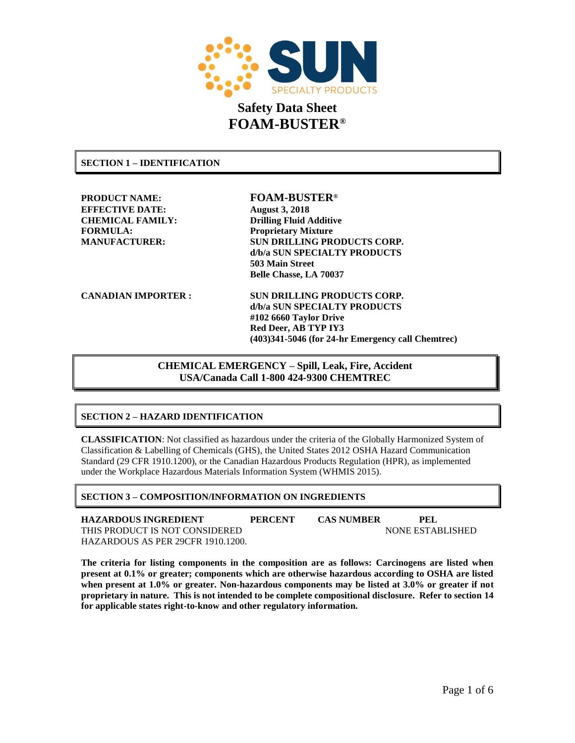SUN SPECIALTY PRODUCTS

# Safety Data Sheet
# FOAM-BUSTER®

## SECTION 1 – IDENTIFICATION

**PRODUCT NAME:** **FOAM-BUSTER®**
**EFFECTIVE DATE:** **August 3, 2018**
**CHEMICAL FAMILY:** **Drilling Fluid Additive**
**FORMULA:** **Proprietary Mixture**
**MANUFACTURER:** **SUN DRILLING PRODUCTS CORP.**
**d/b/a SUN SPECIALTY PRODUCTS**
**503 Main Street**
**Belle Chasse, LA 70037**

**CANADIAN IMPORTER :** **SUN DRILLING PRODUCTS CORP.**
**d/b/a SUN SPECIALTY PRODUCTS**
**#102 6660 Taylor Drive**
**Red Deer, AB TYP IY3**
**(403)341-5046 (for 24-hr Emergency call Chemtrec)**

**CHEMICAL EMERGENCY – Spill, Leak, Fire, Accident**
**USA/Canada Call 1-800 424-9300 CHEMTREC**

## SECTION 2 – HAZARD IDENTIFICATION

**CLASSIFICATION**: Not classified as hazardous under the criteria of the Globally Harmonized System of Classification & Labelling of Chemicals (GHS), the United States 2012 OSHA Hazard Communication Standard (29 CFR 1910.1200), or the Canadian Hazardous Products Regulation (HPR), as implemented under the Workplace Hazardous Materials Information System (WHMIS 2015).

## SECTION 3 – COMPOSITION/INFORMATION ON INGREDIENTS

| HAZARDOUS INGREDIENT | PERCENT | CAS NUMBER | PEL |
| --- | --- | --- | --- |
| THIS PRODUCT IS NOT CONSIDERED HAZARDOUS AS PER 29CFR 1910.1200. | | | NONE ESTABLISHED |

**The criteria for listing components in the composition are as follows: Carcinogens are listed when present at 0.1% or greater; components which are otherwise hazardous according to OSHA are listed when present at 1.0% or greater. Non-hazardous components may be listed at 3.0% or greater if not proprietary in nature. This is not intended to be complete compositional disclosure. Refer to section 14 for applicable states right-to-know and other regulatory information.**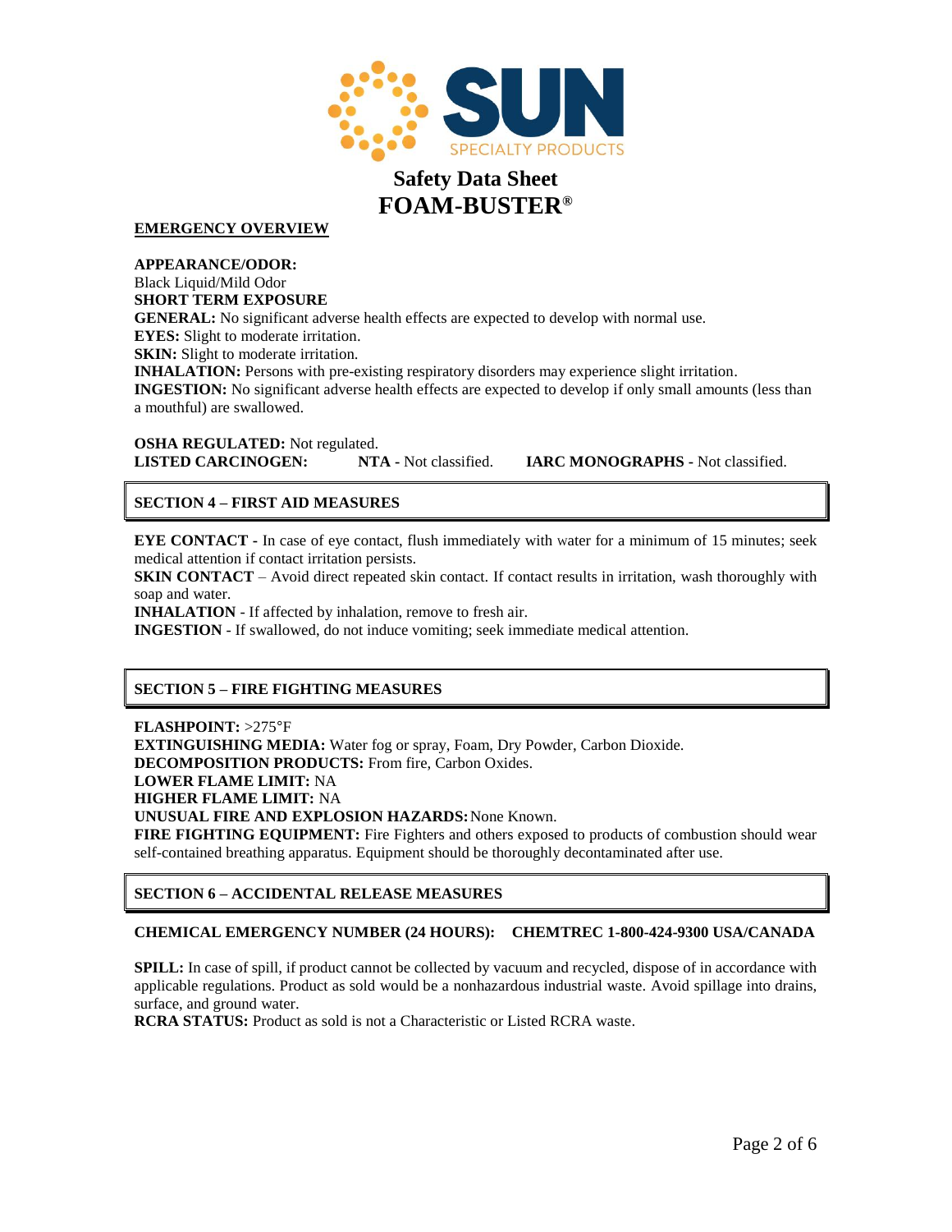# Safety Data Sheet
# FOAM-BUSTER®

## EMERGENCY OVERVIEW

**APPEARANCE/ODOR:**
Black Liquid/Mild Odor

**SHORT TERM EXPOSURE**

**GENERAL:** No significant adverse health effects are expected to develop with normal use.

**EYES:** Slight to moderate irritation.

**SKIN:** Slight to moderate irritation.

**INHALATION:** Persons with pre-existing respiratory disorders may experience slight irritation.

**INGESTION:** No significant adverse health effects are expected to develop if only small amounts (less than a mouthful) are swallowed.

**OSHA REGULATED:** Not regulated.

**LISTED CARCINOGEN:** **NTA -** Not classified. **IARC MONOGRAPHS -** Not classified.

## SECTION 4 – FIRST AID MEASURES

**EYE CONTACT -** In case of eye contact, flush immediately with water for a minimum of 15 minutes; seek medical attention if contact irritation persists.

**SKIN CONTACT** – Avoid direct repeated skin contact. If contact results in irritation, wash thoroughly with soap and water.

**INHALATION** - If affected by inhalation, remove to fresh air.

**INGESTION** - If swallowed, do not induce vomiting; seek immediate medical attention.

## SECTION 5 – FIRE FIGHTING MEASURES

**FLASHPOINT:** >275°F

**EXTINGUISHING MEDIA:** Water fog or spray, Foam, Dry Powder, Carbon Dioxide.

**DECOMPOSITION PRODUCTS:** From fire, Carbon Oxides.

**LOWER FLAME LIMIT:** NA

**HIGHER FLAME LIMIT:** NA

**UNUSUAL FIRE AND EXPLOSION HAZARDS:** None Known.

**FIRE FIGHTING EQUIPMENT:** Fire Fighters and others exposed to products of combustion should wear self-contained breathing apparatus. Equipment should be thoroughly decontaminated after use.

## SECTION 6 – ACCIDENTAL RELEASE MEASURES

**CHEMICAL EMERGENCY NUMBER (24 HOURS): CHEMTREC 1-800-424-9300 USA/CANADA**

**SPILL:** In case of spill, if product cannot be collected by vacuum and recycled, dispose of in accordance with applicable regulations. Product as sold would be a nonhazardous industrial waste. Avoid spillage into drains, surface, and ground water.

**RCRA STATUS:** Product as sold is not a Characteristic or Listed RCRA waste.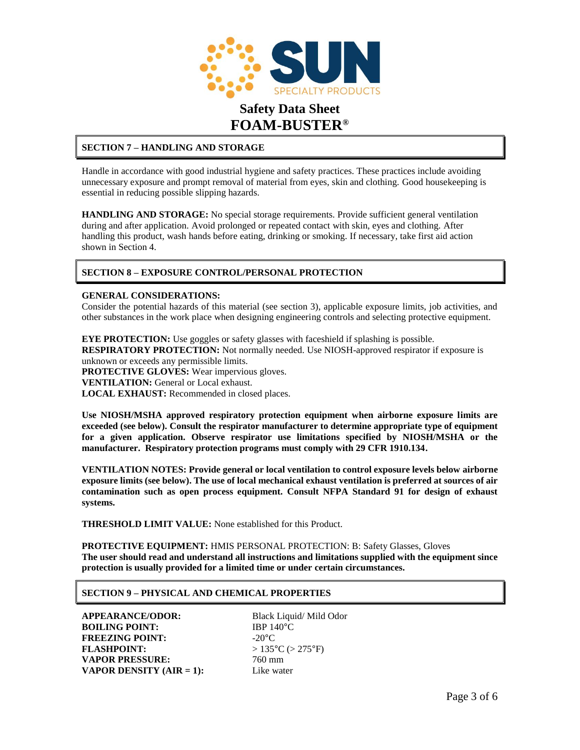# Safety Data Sheet
# FOAM-BUSTER®

## SECTION 7 – HANDLING AND STORAGE

Handle in accordance with good industrial hygiene and safety practices. These practices include avoiding unnecessary exposure and prompt removal of material from eyes, skin and clothing. Good housekeeping is essential in reducing possible slipping hazards.

**HANDLING AND STORAGE:** No special storage requirements. Provide sufficient general ventilation during and after application. Avoid prolonged or repeated contact with skin, eyes and clothing. After handling this product, wash hands before eating, drinking or smoking. If necessary, take first aid action shown in Section 4.

## SECTION 8 – EXPOSURE CONTROL/PERSONAL PROTECTION

**GENERAL CONSIDERATIONS:**
Consider the potential hazards of this material (see section 3), applicable exposure limits, job activities, and other substances in the work place when designing engineering controls and selecting protective equipment.

**EYE PROTECTION:** Use goggles or safety glasses with faceshield if splashing is possible.
**RESPIRATORY PROTECTION:** Not normally needed. Use NIOSH-approved respirator if exposure is unknown or exceeds any permissible limits.
**PROTECTIVE GLOVES:** Wear impervious gloves.
**VENTILATION:** General or Local exhaust.
**LOCAL EXHAUST:** Recommended in closed places.

**Use NIOSH/MSHA approved respiratory protection equipment when airborne exposure limits are exceeded (see below). Consult the respirator manufacturer to determine appropriate type of equipment for a given application. Observe respirator use limitations specified by NIOSH/MSHA or the manufacturer. Respiratory protection programs must comply with 29 CFR 1910.134.**

**VENTILATION NOTES: Provide general or local ventilation to control exposure levels below airborne exposure limits (see below). The use of local mechanical exhaust ventilation is preferred at sources of air contamination such as open process equipment. Consult NFPA Standard 91 for design of exhaust systems.**

**THRESHOLD LIMIT VALUE:** None established for this Product.

**PROTECTIVE EQUIPMENT:** HMIS PERSONAL PROTECTION: B: Safety Glasses, Gloves
**The user should read and understand all instructions and limitations supplied with the equipment since protection is usually provided for a limited time or under certain circumstances.**

## SECTION 9 – PHYSICAL AND CHEMICAL PROPERTIES

| | |
|---|---|
| **APPEARANCE/ODOR:** | Black Liquid/ Mild Odor |
| **BOILING POINT:** | IBP 140°C |
| **FREEZING POINT:** | -20°C |
| **FLASHPOINT:** | > 135°C (> 275°F) |
| **VAPOR PRESSURE:** | 760 mm |
| **VAPOR DENSITY (AIR = 1):** | Like water |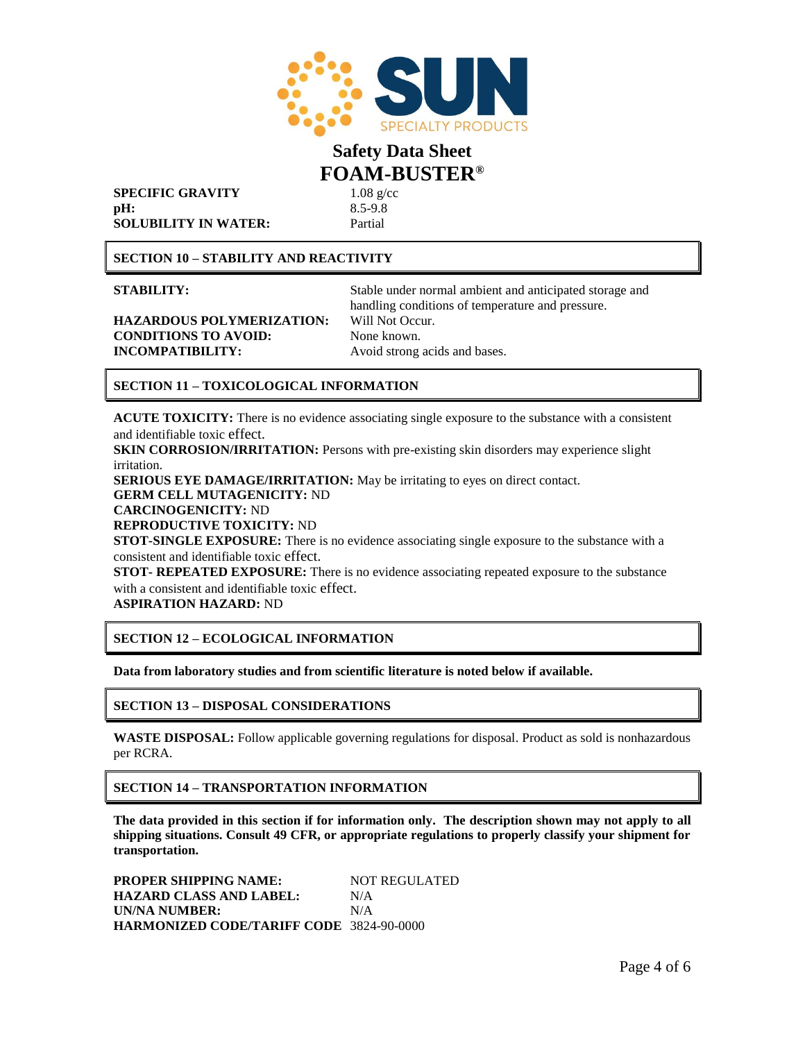# Safety Data Sheet
# FOAM-BUSTER®

| | |
|---|---|
| **SPECIFIC GRAVITY** | 1.08 g/cc |
| **pH:** | 8.5-9.8 |
| **SOLUBILITY IN WATER:** | Partial |

## SECTION 10 – STABILITY AND REACTIVITY

| | |
|---|---|
| **STABILITY:** | Stable under normal ambient and anticipated storage and handling conditions of temperature and pressure. |
| **HAZARDOUS POLYMERIZATION:** | Will Not Occur. |
| **CONDITIONS TO AVOID:** | None known. |
| **INCOMPATIBILITY:** | Avoid strong acids and bases. |

## SECTION 11 – TOXICOLOGICAL INFORMATION

**ACUTE TOXICITY:** There is no evidence associating single exposure to the substance with a consistent and identifiable toxic effect.

**SKIN CORROSION/IRRITATION:** Persons with pre-existing skin disorders may experience slight irritation.

**SERIOUS EYE DAMAGE/IRRITATION:** May be irritating to eyes on direct contact.

**GERM CELL MUTAGENICITY:** ND

**CARCINOGENICITY:** ND

**REPRODUCTIVE TOXICITY:** ND

**STOT-SINGLE EXPOSURE:** There is no evidence associating single exposure to the substance with a consistent and identifiable toxic effect.

**STOT- REPEATED EXPOSURE:** There is no evidence associating repeated exposure to the substance with a consistent and identifiable toxic effect.

**ASPIRATION HAZARD:** ND

## SECTION 12 – ECOLOGICAL INFORMATION

**Data from laboratory studies and from scientific literature is noted below if available.**

## SECTION 13 – DISPOSAL CONSIDERATIONS

**WASTE DISPOSAL:** Follow applicable governing regulations for disposal. Product as sold is nonhazardous per RCRA.

## SECTION 14 – TRANSPORTATION INFORMATION

**The data provided in this section if for information only. The description shown may not apply to all shipping situations. Consult 49 CFR, or appropriate regulations to properly classify your shipment for transportation.**

| | |
|---|---|
| **PROPER SHIPPING NAME:** | NOT REGULATED |
| **HAZARD CLASS AND LABEL:** | N/A |
| **UN/NA NUMBER:** | N/A |
| **HARMONIZED CODE/TARIFF CODE** | 3824-90-0000 |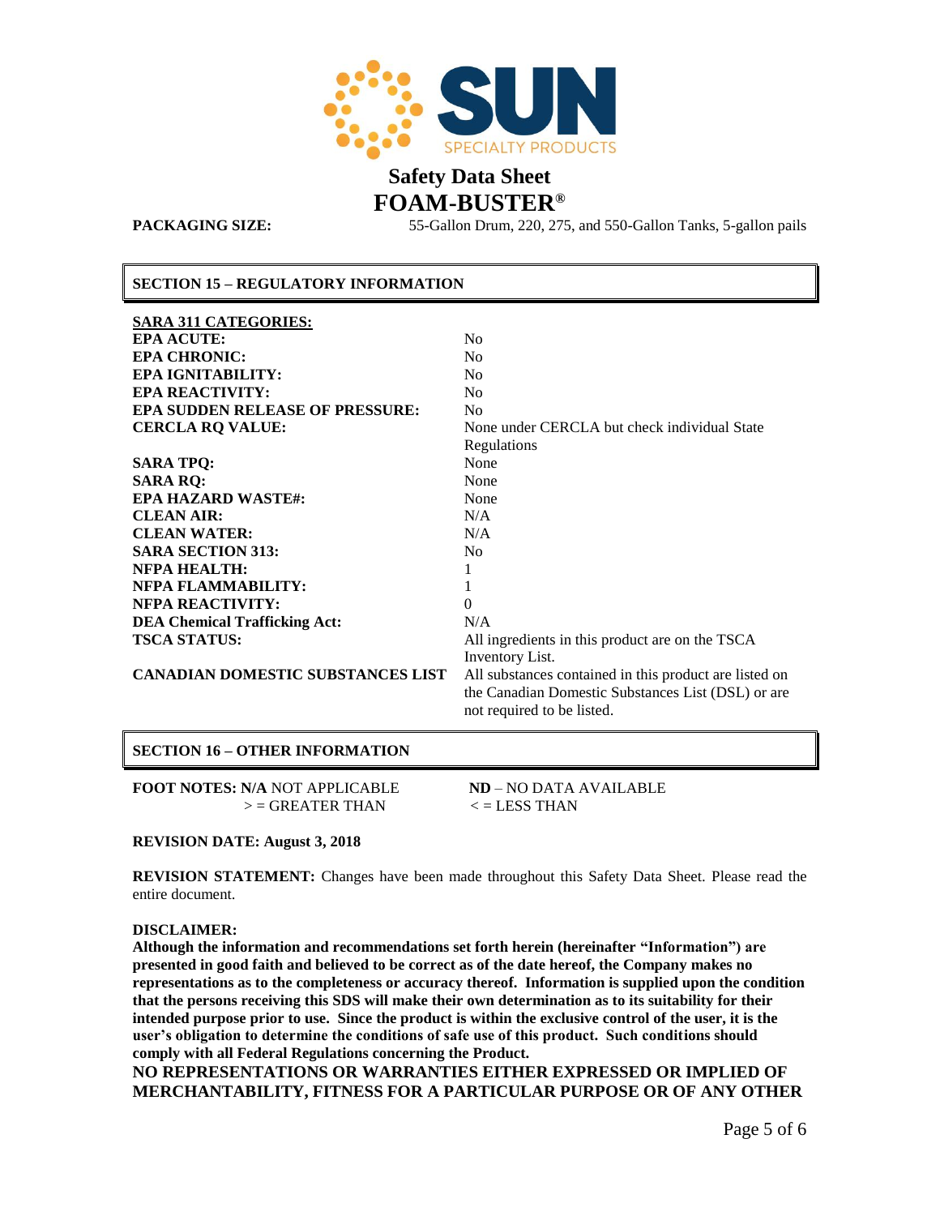# Safety Data Sheet

# FOAM-BUSTER®

**PACKAGING SIZE:** 55-Gallon Drum, 220, 275, and 550-Gallon Tanks, 5-gallon pails

## SECTION 15 – REGULATORY INFORMATION

**SARA 311 CATEGORIES:**

| | |
|---|---|
| **EPA ACUTE:** | No |
| **EPA CHRONIC:** | No |
| **EPA IGNITABILITY:** | No |
| **EPA REACTIVITY:** | No |
| **EPA SUDDEN RELEASE OF PRESSURE:** | No |
| **CERCLA RQ VALUE:** | None under CERCLA but check individual State Regulations |
| **SARA TPQ:** | None |
| **SARA RQ:** | None |
| **EPA HAZARD WASTE#:** | None |
| **CLEAN AIR:** | N/A |
| **CLEAN WATER:** | N/A |
| **SARA SECTION 313:** | No |
| **NFPA HEALTH:** | 1 |
| **NFPA FLAMMABILITY:** | 1 |
| **NFPA REACTIVITY:** | 0 |
| **DEA Chemical Trafficking Act:** | N/A |
| **TSCA STATUS:** | All ingredients in this product are on the TSCA Inventory List. |
| **CANADIAN DOMESTIC SUBSTANCES LIST** | All substances contained in this product are listed on the Canadian Domestic Substances List (DSL) or are not required to be listed. |

## SECTION 16 – OTHER INFORMATION

**FOOT NOTES: N/A** NOT APPLICABLE &nbsp;&nbsp;&nbsp; **ND** – NO DATA AVAILABLE

> = GREATER THAN &nbsp;&nbsp;&nbsp; < = LESS THAN

**REVISION DATE: August 3, 2018**

**REVISION STATEMENT:** Changes have been made throughout this Safety Data Sheet. Please read the entire document.

**DISCLAIMER:**

**Although the information and recommendations set forth herein (hereinafter "Information") are presented in good faith and believed to be correct as of the date hereof, the Company makes no representations as to the completeness or accuracy thereof. Information is supplied upon the condition that the persons receiving this SDS will make their own determination as to its suitability for their intended purpose prior to use. Since the product is within the exclusive control of the user, it is the user's obligation to determine the conditions of safe use of this product. Such conditions should comply with all Federal Regulations concerning the Product.**

**NO REPRESENTATIONS OR WARRANTIES EITHER EXPRESSED OR IMPLIED OF MERCHANTABILITY, FITNESS FOR A PARTICULAR PURPOSE OR OF ANY OTHER**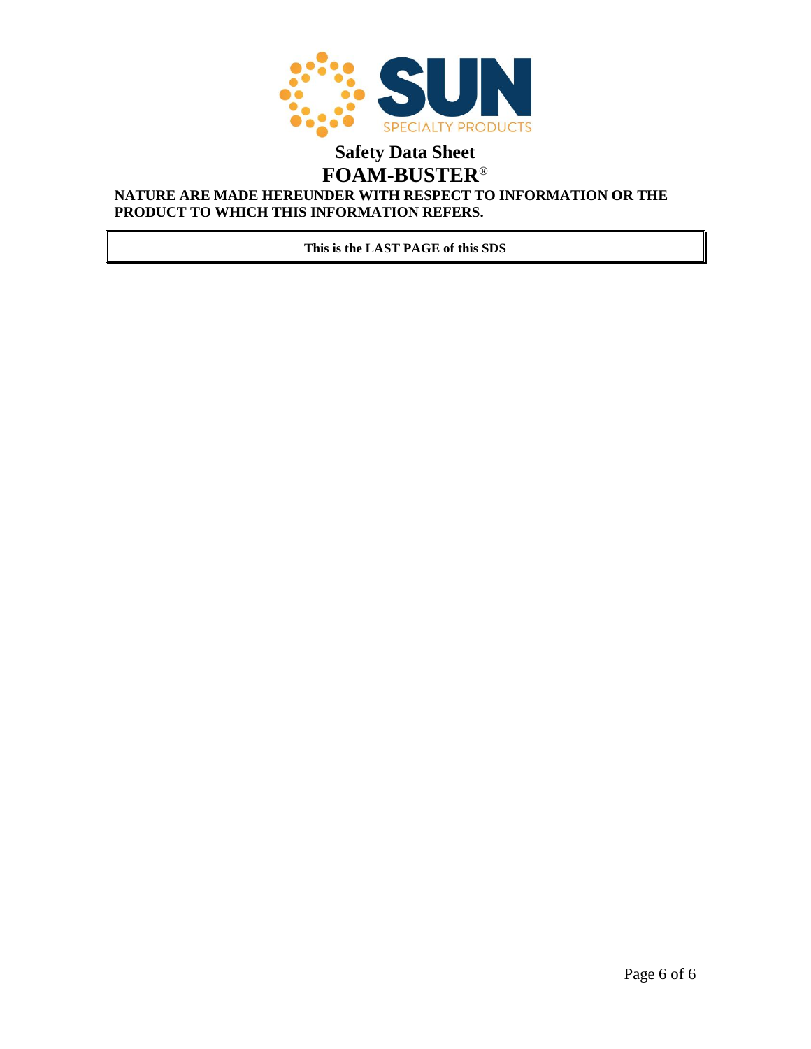**NATURE ARE MADE HEREUNDER WITH RESPECT TO INFORMATION OR THE PRODUCT TO WHICH THIS INFORMATION REFERS.**

| |
|---|
| **This is the LAST PAGE of this SDS** |